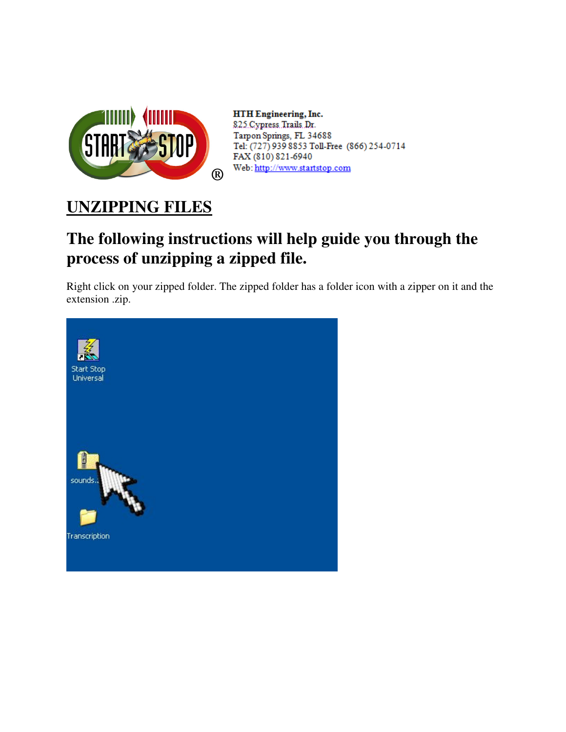HTH Engineering, Inc.
825 Cypress Trails Dr.
Tarpon Springs, FL 34688
Tel: (727) 939 8853 Toll-Free (866) 254-0714
FAX (810) 821-6940
Web: http://www.startstop.com

# UNZIPPING FILES

## The following instructions will help guide you through the process of unzipping a zipped file.

Right click on your zipped folder. The zipped folder has a folder icon with a zipper on it and the extension .zip.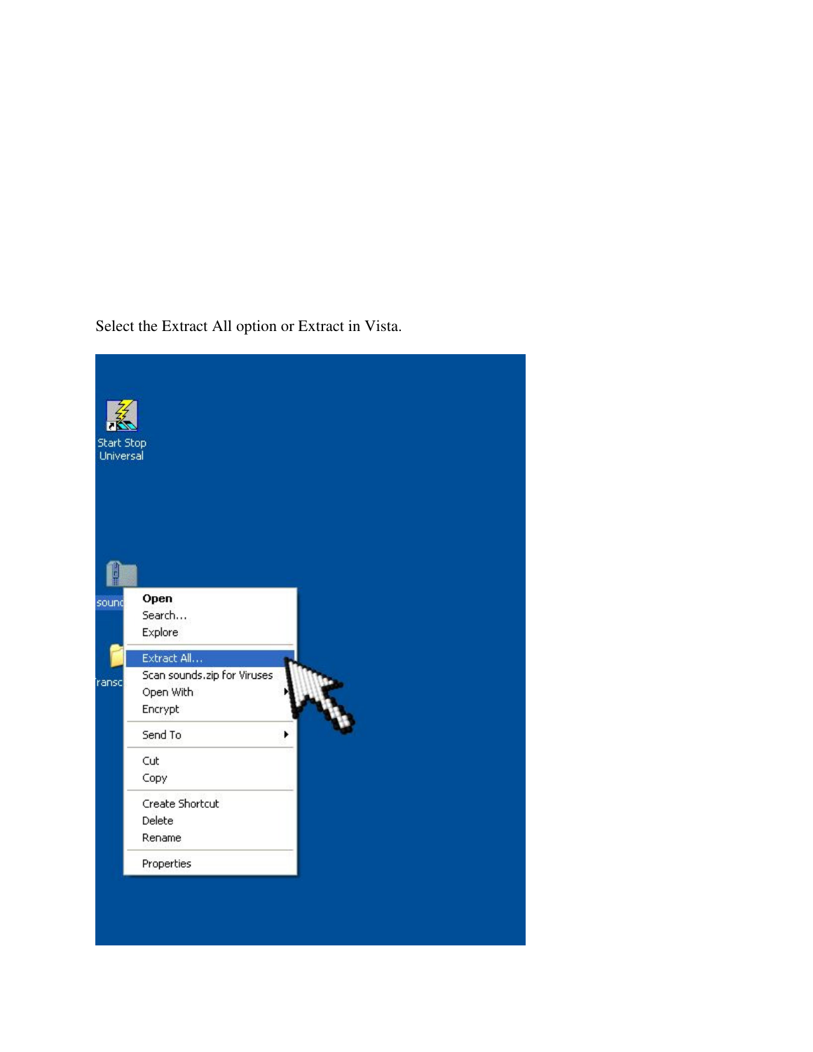Select the Extract All option or Extract in Vista.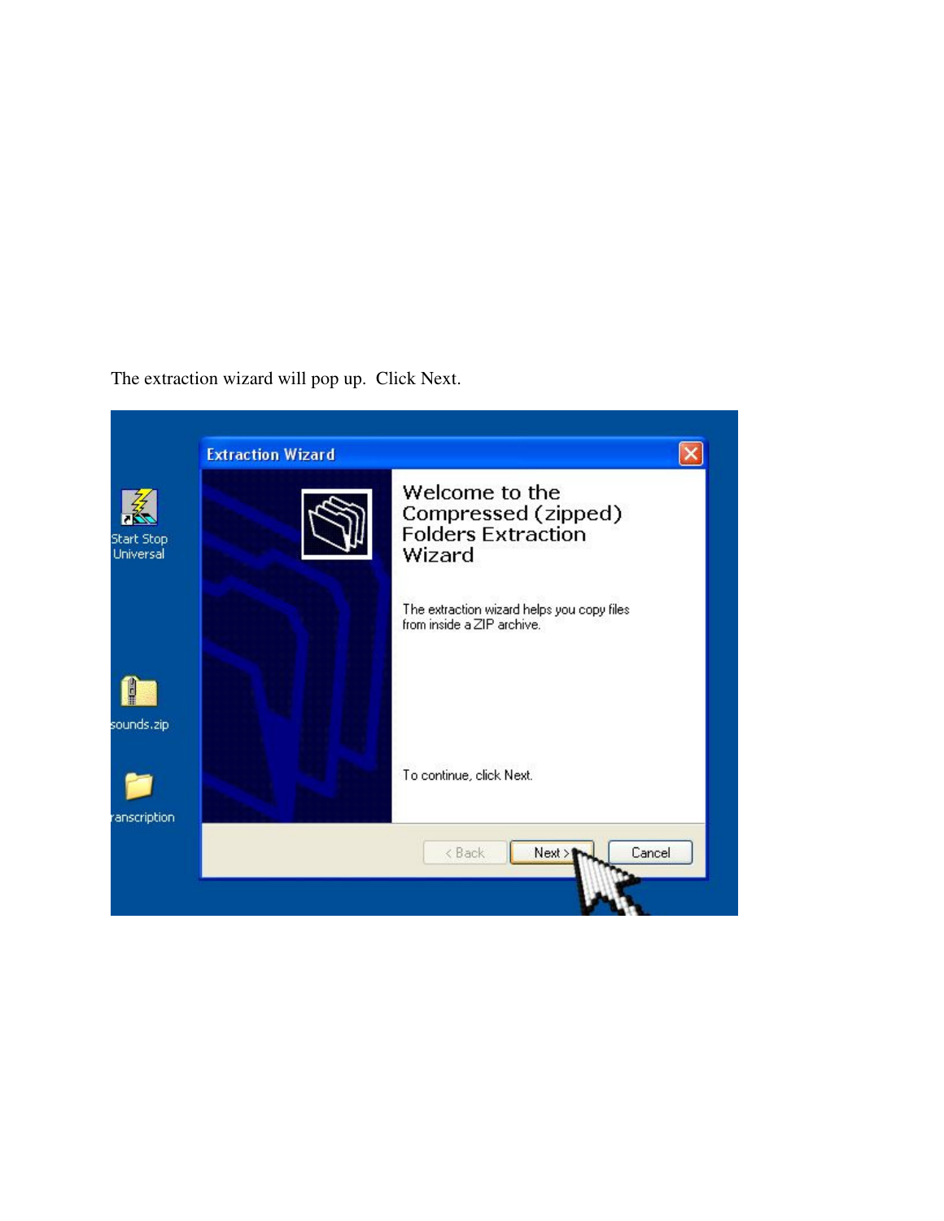The extraction wizard will pop up.  Click Next.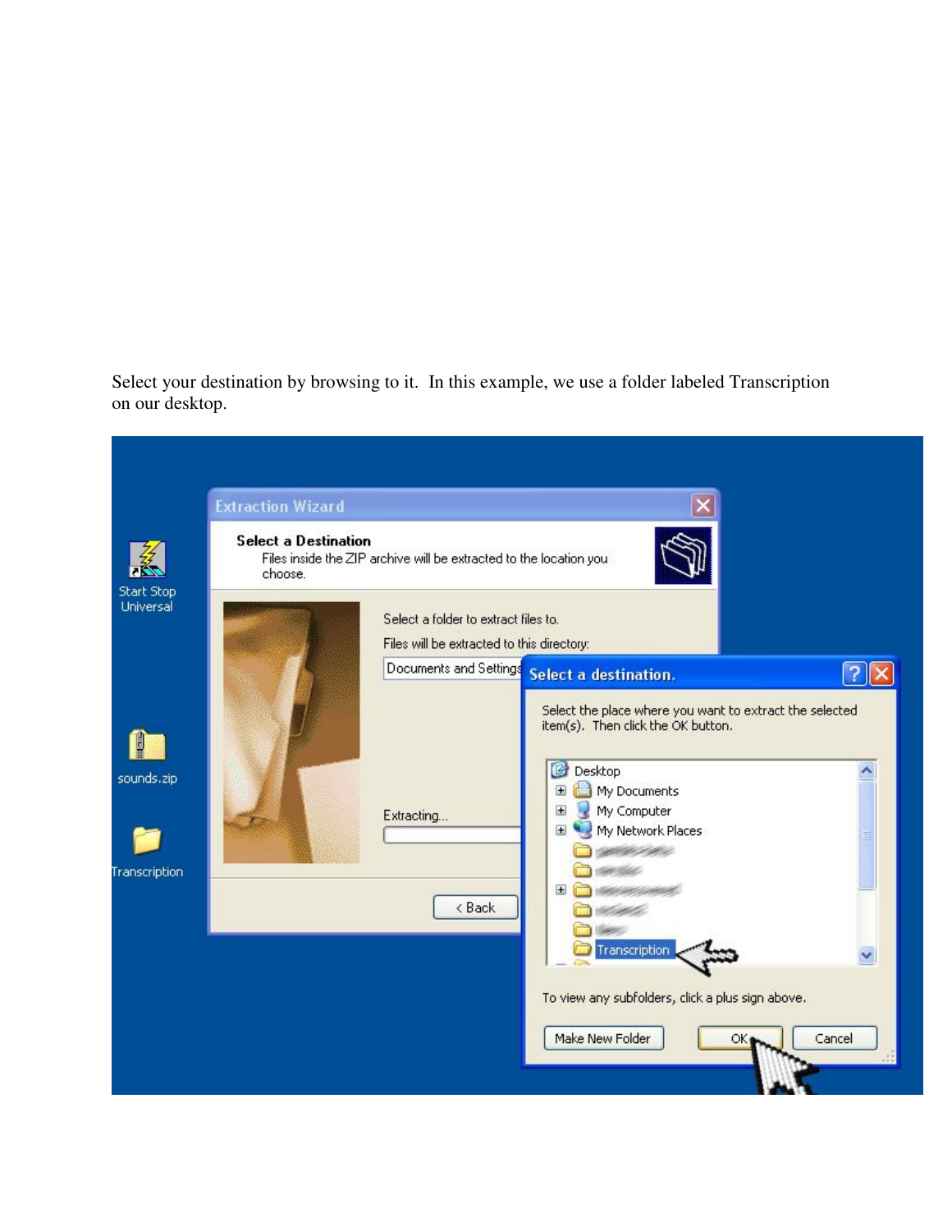Select your destination by browsing to it. In this example, we use a folder labeled Transcription on our desktop.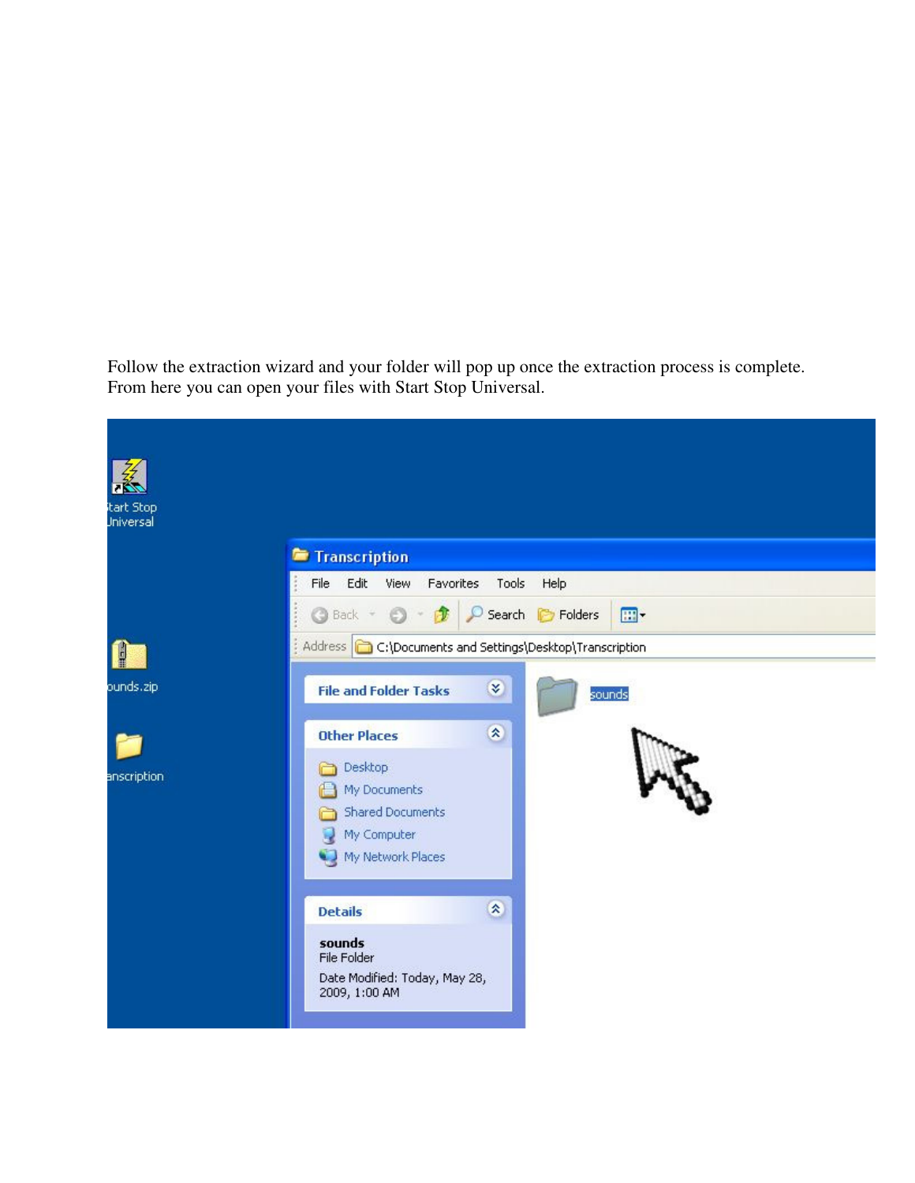Follow the extraction wizard and your folder will pop up once the extraction process is complete. From here you can open your files with Start Stop Universal.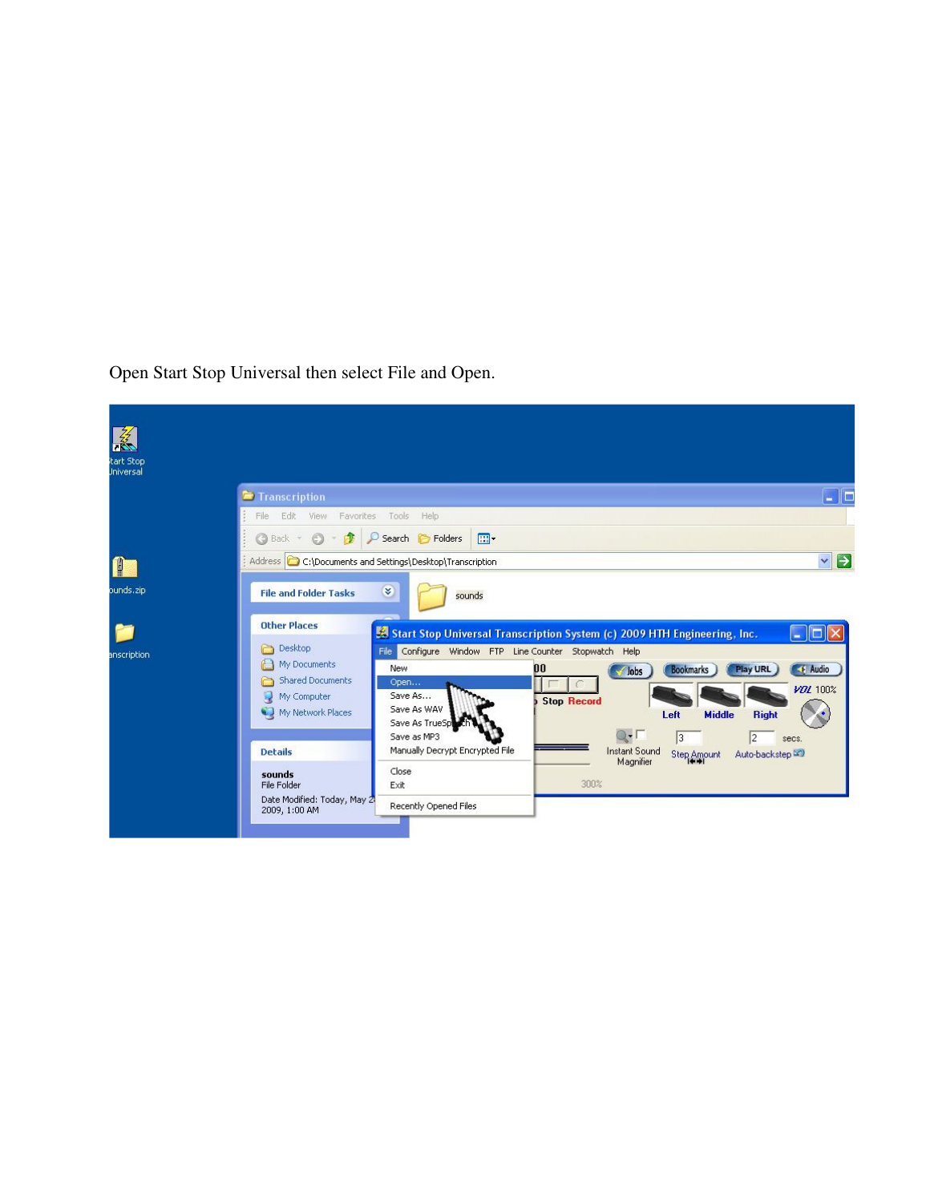Open Start Stop Universal then select File and Open.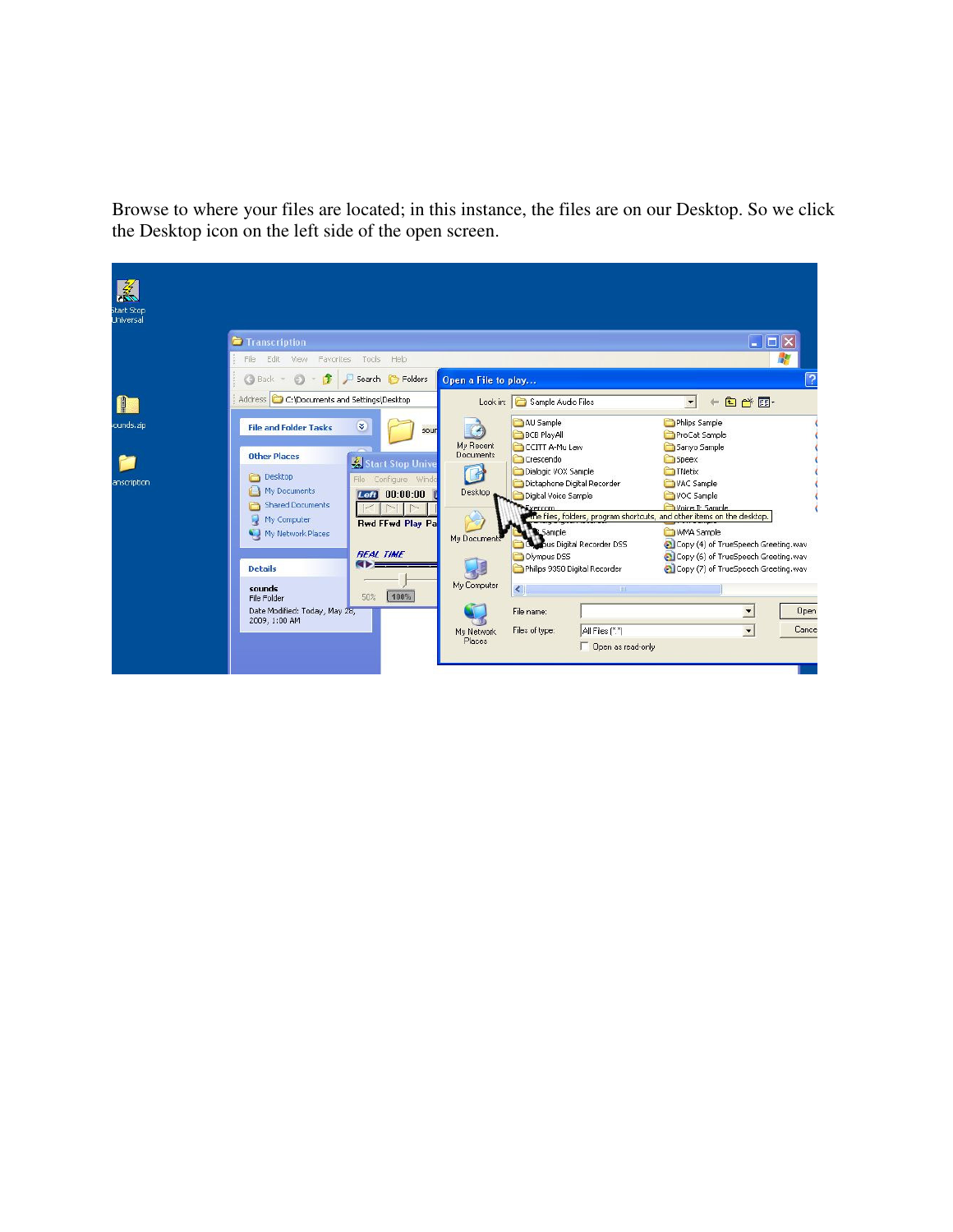Browse to where your files are located; in this instance, the files are on our Desktop. So we click the Desktop icon on the left side of the open screen.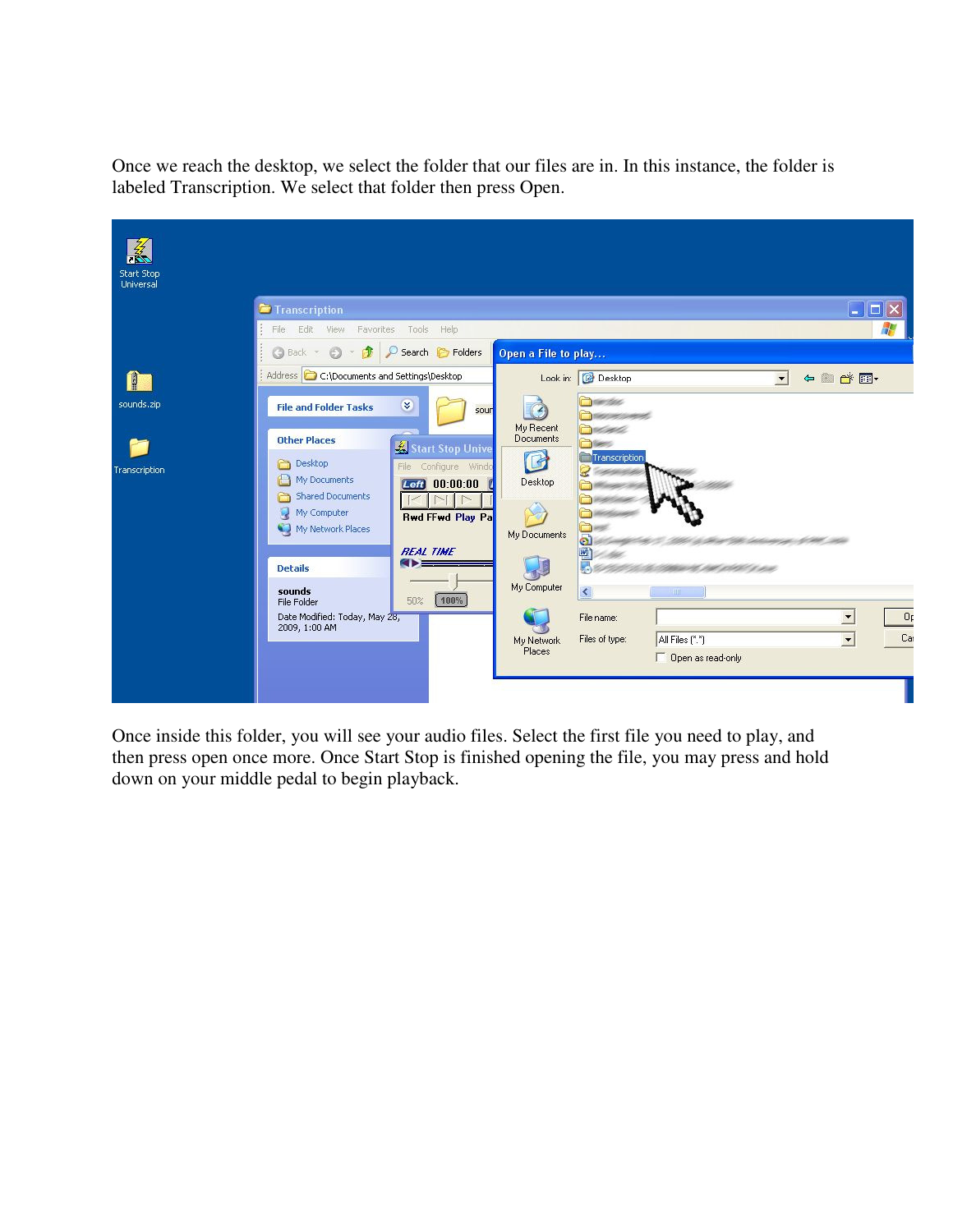Once we reach the desktop, we select the folder that our files are in. In this instance, the folder is labeled Transcription. We select that folder then press Open.

Once inside this folder, you will see your audio files. Select the first file you need to play, and then press open once more. Once Start Stop is finished opening the file, you may press and hold down on your middle pedal to begin playback.